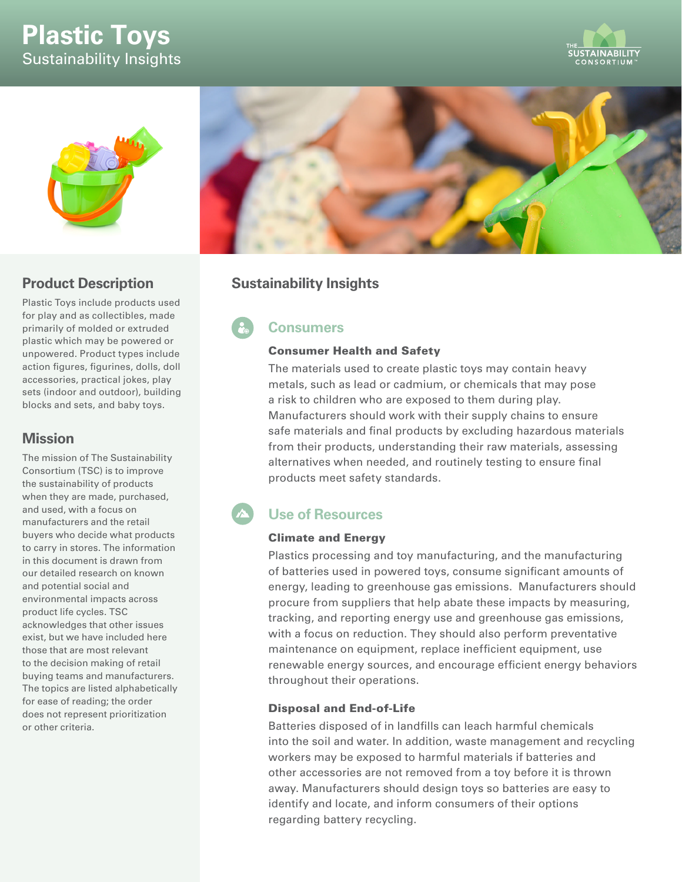# Plastic Toys

Sustainability Insights

## Product Description

Plastic Toys include products used for play and as collectibles, made primarily of molded or extruded plastic which may be powered or unpowered. Product types include action figures, figurines, dolls, doll accessories, practical jokes, play sets (indoor and outdoor), building blocks and sets, and baby toys.

## Mission

The mission of The Sustainability Consortium (TSC) is to improve the sustainability of products when they are made, purchased, and used, with a focus on manufacturers and the retail buyers who decide what products to carry in stores. The information in this document is drawn from our detailed research on known and potential social and environmental impacts across product life cycles. TSC acknowledges that other issues exist, but we have included here those that are most relevant to the decision making of retail buying teams and manufacturers. The topics are listed alphabetically for ease of reading; the order does not represent prioritization or other criteria.

## Sustainability Insights

### Consumers

#### Consumer Health and Safety

The materials used to create plastic toys may contain heavy metals, such as lead or cadmium, or chemicals that may pose a risk to children who are exposed to them during play. Manufacturers should work with their supply chains to ensure safe materials and final products by excluding hazardous materials from their products, understanding their raw materials, assessing alternatives when needed, and routinely testing to ensure final products meet safety standards.

### Use of Resources

#### Climate and Energy

Plastics processing and toy manufacturing, and the manufacturing of batteries used in powered toys, consume significant amounts of energy, leading to greenhouse gas emissions. Manufacturers should procure from suppliers that help abate these impacts by measuring, tracking, and reporting energy use and greenhouse gas emissions, with a focus on reduction. They should also perform preventative maintenance on equipment, replace inefficient equipment, use renewable energy sources, and encourage efficient energy behaviors throughout their operations.

#### Disposal and End-of-Life

Batteries disposed of in landfills can leach harmful chemicals into the soil and water. In addition, waste management and recycling workers may be exposed to harmful materials if batteries and other accessories are not removed from a toy before it is thrown away. Manufacturers should design toys so batteries are easy to identify and locate, and inform consumers of their options regarding battery recycling.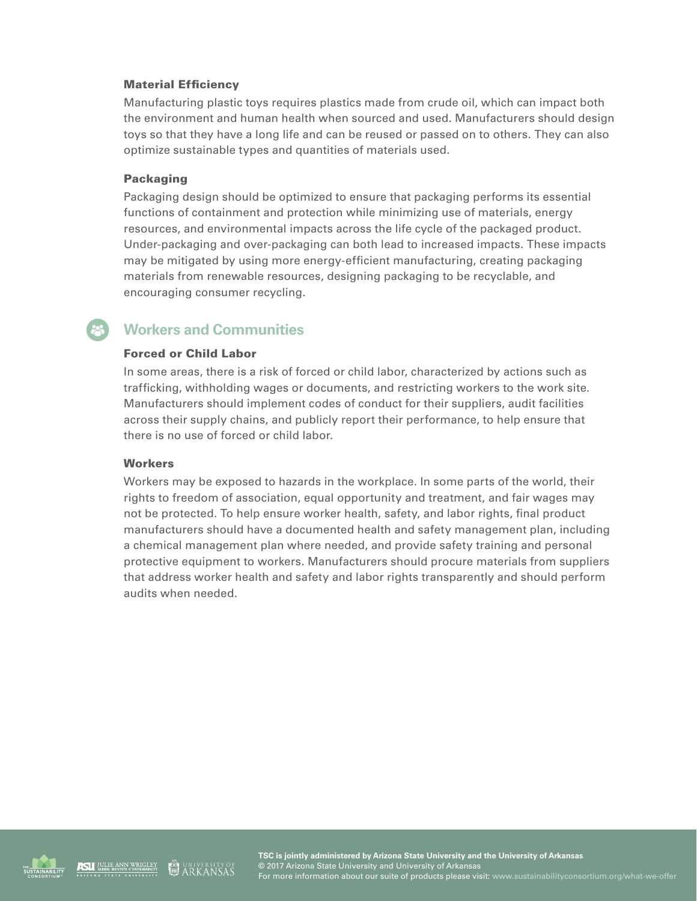### Material Efficiency

Manufacturing plastic toys requires plastics made from crude oil, which can impact both the environment and human health when sourced and used. Manufacturers should design toys so that they have a long life and can be reused or passed on to others. They can also optimize sustainable types and quantities of materials used.

### Packaging

Packaging design should be optimized to ensure that packaging performs its essential functions of containment and protection while minimizing use of materials, energy resources, and environmental impacts across the life cycle of the packaged product. Under-packaging and over-packaging can both lead to increased impacts. These impacts may be mitigated by using more energy-efficient manufacturing, creating packaging materials from renewable resources, designing packaging to be recyclable, and encouraging consumer recycling.

## Workers and Communities

### Forced or Child Labor

In some areas, there is a risk of forced or child labor, characterized by actions such as trafficking, withholding wages or documents, and restricting workers to the work site. Manufacturers should implement codes of conduct for their suppliers, audit facilities across their supply chains, and publicly report their performance, to help ensure that there is no use of forced or child labor.

### Workers

Workers may be exposed to hazards in the workplace. In some parts of the world, their rights to freedom of association, equal opportunity and treatment, and fair wages may not be protected. To help ensure worker health, safety, and labor rights, final product manufacturers should have a documented health and safety management plan, including a chemical management plan where needed, and provide safety training and personal protective equipment to workers. Manufacturers should procure materials from suppliers that address worker health and safety and labor rights transparently and should perform audits when needed.

**TSC is jointly administered by Arizona State University and the University of Arkansas**
© 2017 Arizona State University and University of Arkansas
For more information about our suite of products please visit: www.sustainabilityconsortium.org/what-we-offer